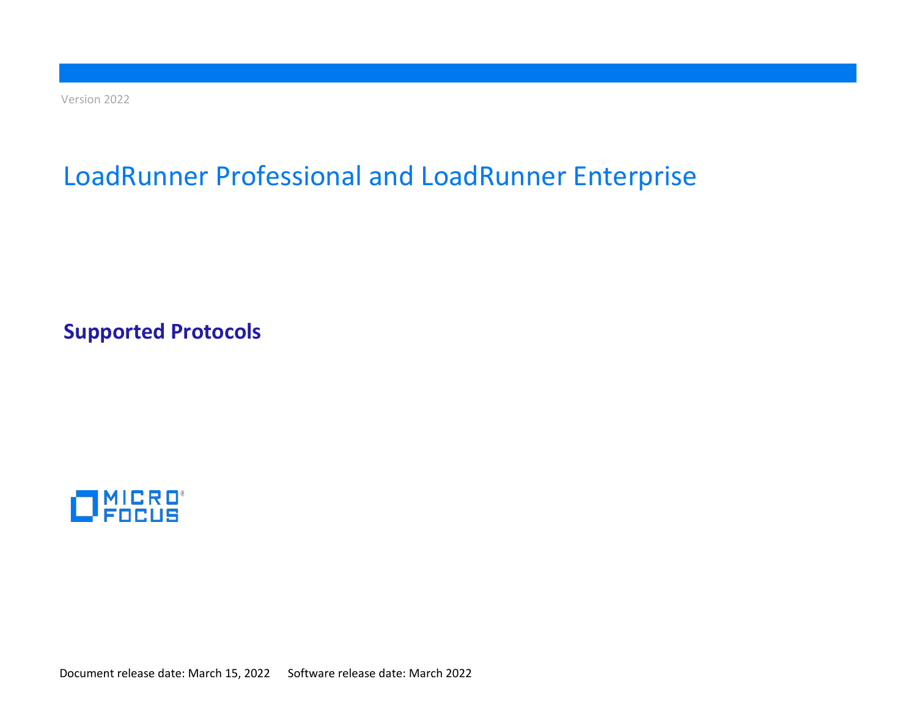Version 2022

# LoadRunner Professional and LoadRunner Enterprise

## Supported Protocols

MICRO FOCUS

Document release date: March 15, 2022 Software release date: March 2022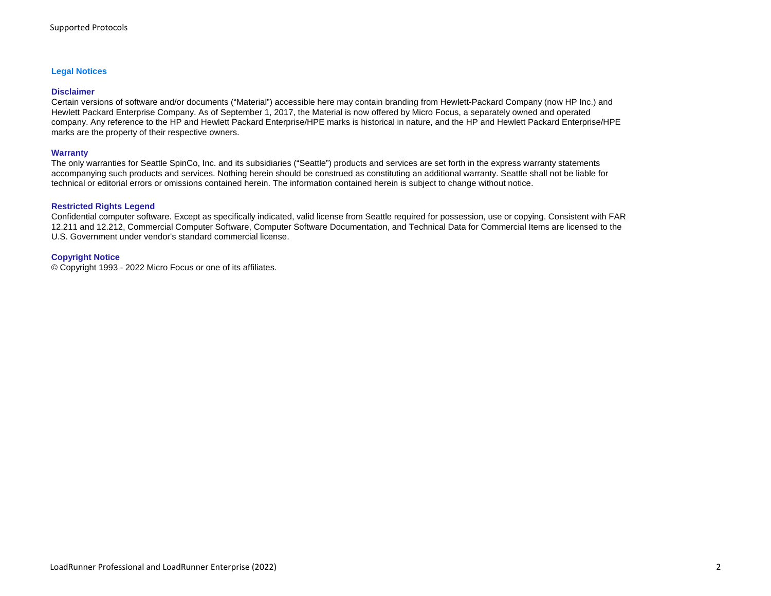## Legal Notices

### Disclaimer

Certain versions of software and/or documents ("Material") accessible here may contain branding from Hewlett-Packard Company (now HP Inc.) and Hewlett Packard Enterprise Company. As of September 1, 2017, the Material is now offered by Micro Focus, a separately owned and operated company. Any reference to the HP and Hewlett Packard Enterprise/HPE marks is historical in nature, and the HP and Hewlett Packard Enterprise/HPE marks are the property of their respective owners.

### Warranty

The only warranties for Seattle SpinCo, Inc. and its subsidiaries ("Seattle") products and services are set forth in the express warranty statements accompanying such products and services. Nothing herein should be construed as constituting an additional warranty. Seattle shall not be liable for technical or editorial errors or omissions contained herein. The information contained herein is subject to change without notice.

### Restricted Rights Legend

Confidential computer software. Except as specifically indicated, valid license from Seattle required for possession, use or copying. Consistent with FAR 12.211 and 12.212, Commercial Computer Software, Computer Software Documentation, and Technical Data for Commercial Items are licensed to the U.S. Government under vendor's standard commercial license.

### Copyright Notice

© Copyright 1993 - 2022 Micro Focus or one of its affiliates.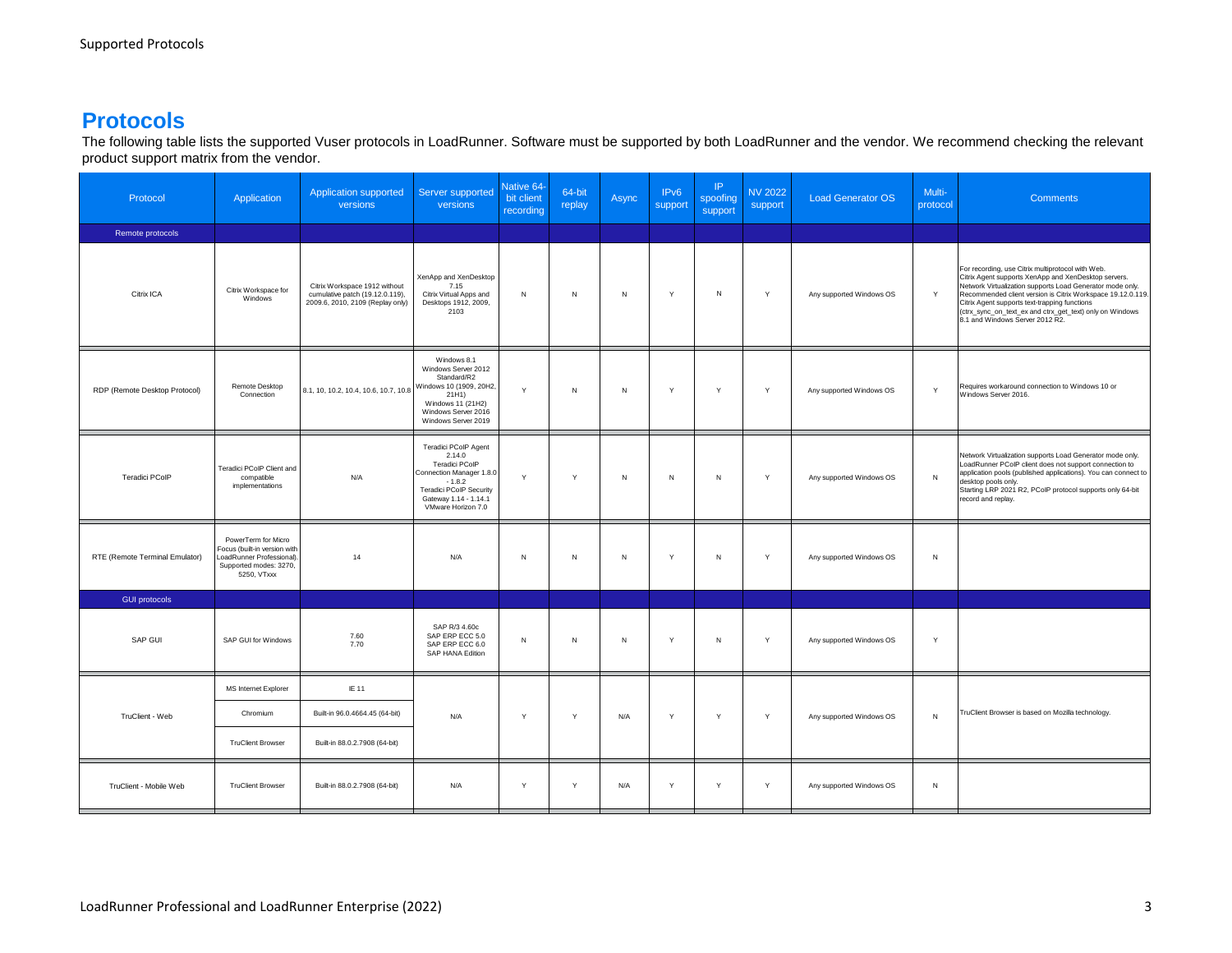## Protocols

The following table lists the supported Vuser protocols in LoadRunner. Software must be supported by both LoadRunner and the vendor. We recommend checking the relevant product support matrix from the vendor.

| Protocol | Application | Application supported versions | Server supported versions | Native 64-bit client recording | 64-bit replay | Async | IPv6 support | IP spoofing support | NV 2022 support | Load Generator OS | Multi-protocol | Comments |
|---|---|---|---|---|---|---|---|---|---|---|---|---|
| **Remote protocols** | | | | | | | | | | | | |
| Citrix ICA | Citrix Workspace for Windows | Citrix Workspace 1912 without cumulative patch (19.12.0.119), 2009.6, 2010, 2109 (Replay only) | XenApp and XenDesktop 7.15<br>Citrix Virtual Apps and Desktops 1912, 2009, 2103 | N | N | N | Y | N | Y | Any supported Windows OS | Y | For recording, use Citrix multiprotocol with Web.<br>Citrix Agent supports XenApp and XenDesktop servers.<br>Network Virtualization supports Load Generator mode only.<br>Recommended client version is Citrix Workspace 19.12.0.119.<br>Citrix Agent supports text-trapping functions (ctrx_sync_on_text_ex and ctrx_get_text) only on Windows 8.1 and Windows Server 2012 R2. |
| RDP (Remote Desktop Protocol) | Remote Desktop Connection | 8.1, 10, 10.2, 10.4, 10.6, 10.7, 10.8 | Windows 8.1<br>Windows Server 2012 Standard/R2<br>Windows 10 (1909, 20H2, 21H1)<br>Windows 11 (21H2)<br>Windows Server 2016<br>Windows Server 2019 | Y | N | N | Y | Y | Y | Any supported Windows OS | Y | Requires workaround connection to Windows 10 or Windows Server 2016. |
| Teradici PCoIP | Teradici PCoIP Client and compatible implementations | N/A | Teradici PCoIP Agent 2.14.0<br>Teradici PCoIP Connection Manager 1.8.0 - 1.8.2<br>Teradici PCoIP Security Gateway 1.14 - 1.14.1<br>VMware Horizon 7.0 | Y | Y | N | N | N | Y | Any supported Windows OS | N | Network Virtualization supports Load Generator mode only.<br>LoadRunner PCoIP client does not support connection to application pools (published applications). You can connect to desktop pools only.<br>Starting LRP 2021 R2, PCoIP protocol supports only 64-bit record and replay. |
| RTE (Remote Terminal Emulator) | PowerTerm for Micro Focus (built-in version with LoadRunner Professional). Supported modes: 3270, 5250, VTxxx | 14 | N/A | N | N | N | Y | N | Y | Any supported Windows OS | N | |
| **GUI protocols** | | | | | | | | | | | | |
| SAP GUI | SAP GUI for Windows | 7.60<br>7.70 | SAP R/3 4.60c<br>SAP ERP ECC 5.0<br>SAP ERP ECC 6.0<br>SAP HANA Edition | N | N | N | Y | N | Y | Any supported Windows OS | Y | |
| TruClient - Web | MS Internet Explorer | IE 11 | N/A | Y | Y | N/A | Y | Y | Y | Any supported Windows OS | N | TruClient Browser is based on Mozilla technology. |
| | Chromium | Built-in 96.0.4664.45 (64-bit) | | | | | | | | | | |
| | TruClient Browser | Built-in 88.0.2.7908 (64-bit) | | | | | | | | | | |
| TruClient - Mobile Web | TruClient Browser | Built-in 88.0.2.7908 (64-bit) | N/A | Y | Y | N/A | Y | Y | Y | Any supported Windows OS | N | |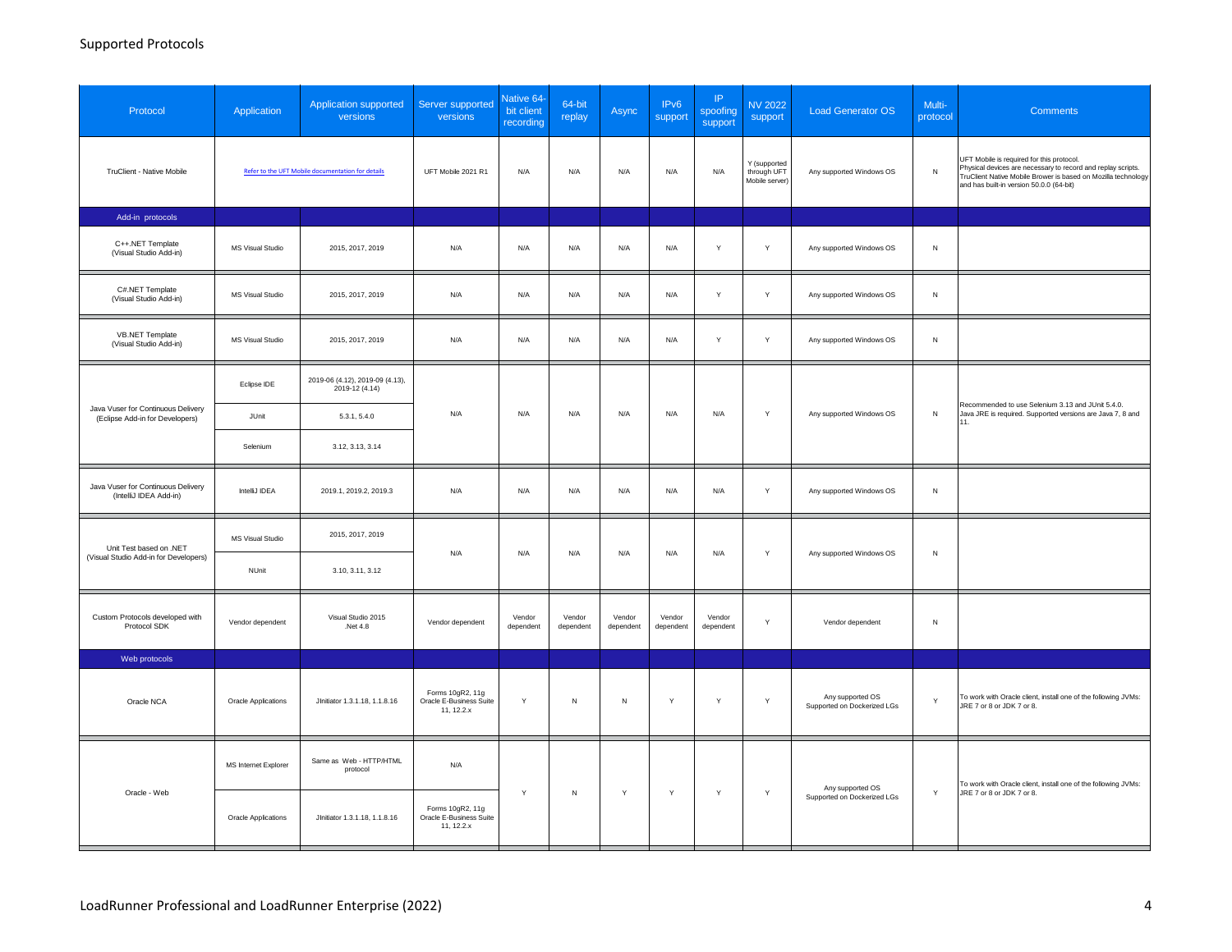# Supported Protocols

| Protocol | Application | Application supported versions | Server supported versions | Native 64-bit client recording | 64-bit replay | Async | IPv6 support | IP spoofing support | NV 2022 support | Load Generator OS | Multi-protocol | Comments |
|---|---|---|---|---|---|---|---|---|---|---|---|---|
| TruClient - Native Mobile | Refer to the UFT Mobile documentation for details | | UFT Mobile 2021 R1 | N/A | N/A | N/A | N/A | N/A | Y (supported through UFT Mobile server) | Any supported Windows OS | N | UFT Mobile is required for this protocol. Physical devices are necessary to record and replay scripts. TruClient Native Mobile Brower is based on Mozilla technology and has built-in version 50.0.0 (64-bit) |
| **Add-in protocols** | | | | | | | | | | | | |
| C++.NET Template (Visual Studio Add-in) | MS Visual Studio | 2015, 2017, 2019 | N/A | N/A | N/A | N/A | N/A | Y | Y | Any supported Windows OS | N | |
| C#.NET Template (Visual Studio Add-in) | MS Visual Studio | 2015, 2017, 2019 | N/A | N/A | N/A | N/A | N/A | Y | Y | Any supported Windows OS | N | |
| VB.NET Template (Visual Studio Add-in) | MS Visual Studio | 2015, 2017, 2019 | N/A | N/A | N/A | N/A | N/A | Y | Y | Any supported Windows OS | N | |
| Java Vuser for Continuous Delivery (Eclipse Add-in for Developers) | Eclipse IDE | 2019-06 (4.12), 2019-09 (4.13), 2019-12 (4.14) | N/A | N/A | N/A | N/A | N/A | N/A | Y | Any supported Windows OS | N | Recommended to use Selenium 3.13 and JUnit 5.4.0. Java JRE is required. Supported versions are Java 7, 8 and 11. |
| | JUnit | 5.3.1, 5.4.0 | | | | | | | | | | |
| | Selenium | 3.12, 3.13, 3.14 | | | | | | | | | | |
| Java Vuser for Continuous Delivery (IntelliJ IDEA Add-in) | IntelliJ IDEA | 2019.1, 2019.2, 2019.3 | N/A | N/A | N/A | N/A | N/A | N/A | Y | Any supported Windows OS | N | |
| Unit Test based on .NET (Visual Studio Add-in for Developers) | MS Visual Studio | 2015, 2017, 2019 | N/A | N/A | N/A | N/A | N/A | N/A | Y | Any supported Windows OS | N | |
| | NUnit | 3.10, 3.11, 3.12 | | | | | | | | | | |
| Custom Protocols developed with Protocol SDK | Vendor dependent | Visual Studio 2015 .Net 4.8 | Vendor dependent | Vendor dependent | Vendor dependent | Vendor dependent | Vendor dependent | Vendor dependent | Y | Vendor dependent | N | |
| **Web protocols** | | | | | | | | | | | | |
| Oracle NCA | Oracle Applications | JInitiator 1.3.1.18, 1.1.8.16 | Forms 10gR2, 11g Oracle E-Business Suite 11, 12.2.x | Y | N | N | Y | Y | Y | Any supported OS Supported on Dockerized LGs | Y | To work with Oracle client, install one of the following JVMs: JRE 7 or 8 or JDK 7 or 8. |
| Oracle - Web | MS Internet Explorer | Same as Web - HTTP/HTML protocol | N/A | Y | N | Y | Y | Y | Y | Any supported OS Supported on Dockerized LGs | Y | To work with Oracle client, install one of the following JVMs: JRE 7 or 8 or JDK 7 or 8. |
| | Oracle Applications | JInitiator 1.3.1.18, 1.1.8.16 | Forms 10gR2, 11g Oracle E-Business Suite 11, 12.2.x | | | | | | | | | |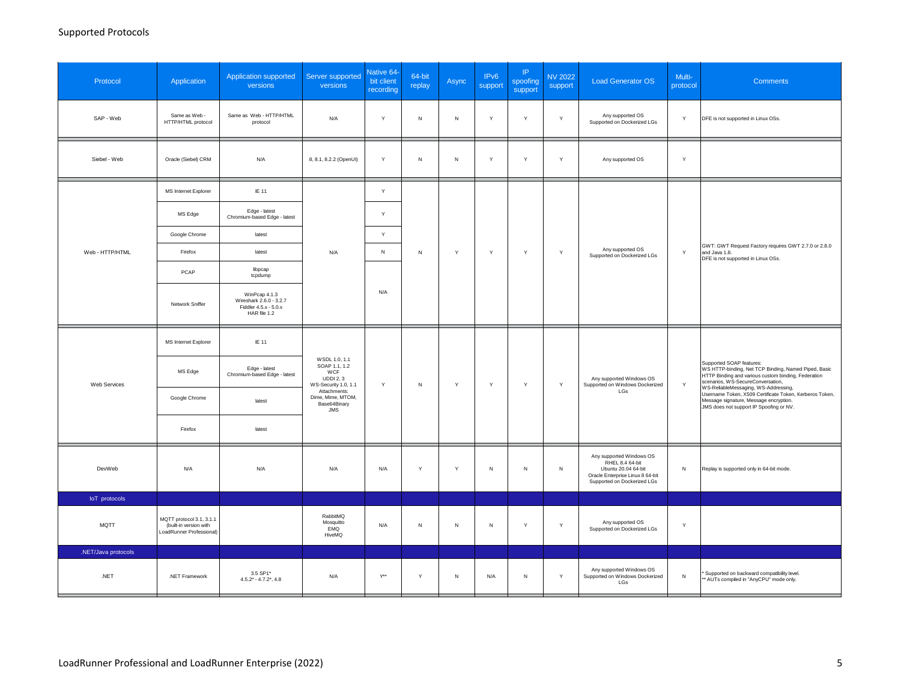## Supported Protocols

| Protocol | Application | Application supported versions | Server supported versions | Native 64-bit client recording | 64-bit replay | Async | IPv6 support | IP spoofing support | NV 2022 support | Load Generator OS | Multi-protocol | Comments |
|---|---|---|---|---|---|---|---|---|---|---|---|---|
| SAP - Web | Same as Web - HTTP/HTML protocol | Same as Web - HTTP/HTML protocol | N/A | Y | N | N | Y | Y | Y | Any supported OS<br>Supported on Dockerized LGs | Y | DFE is not supported in Linux OSs. |
| Siebel - Web | Oracle (Siebel) CRM | N/A | 8, 8.1, 8.2.2 (OpenUI) | Y | N | N | Y | Y | Y | Any supported OS | Y | |
| Web - HTTP/HTML | MS Internet Explorer | IE 11 | N/A | Y | N | Y | Y | Y | Y | Any supported OS<br>Supported on Dockerized LGs | Y | GWT: GWT Request Factory requires GWT 2.7.0 or 2.8.0 and Java 1.8.<br>DFE is not supported in Linux OSs. |
| | MS Edge | Edge - latest<br>Chromium-based Edge - latest | | Y | | | | | | | | |
| | Google Chrome | latest | | Y | | | | | | | | |
| | Firefox | latest | | N | | | | | | | | |
| | PCAP | libpcap<br>tcpdump | | N/A | | | | | | | | |
| | Network Sniffer | WinPcap 4.1.3<br>Wireshark 2.6.0 - 3.2.7<br>Fiddler 4.5.x - 5.0.x<br>HAR file 1.2 | | | | | | | | | | |
| Web Services | MS Internet Explorer | IE 11 | WSDL 1.0, 1.1<br>SOAP 1.1, 1.2<br>WCF<br>UDDI 2, 3<br>WS-Security 1.0, 1.1<br>Attachments:<br>Dime, Mime, MTOM, Base64Binary<br>JMS | Y | N | Y | Y | Y | Y | Any supported Windows OS<br>Supported on Windows Dockerized LGs | Y | Supported SOAP features:<br>WS HTTP-binding, Net TCP Binding, Named Piped, Basic HTTP Binding and various custom binding, Federation scenarios, WS-SecureConversation, WS-ReliableMessaging, WS-Addressing, Username Token, X509 Certificate Token, Kerberos Token, Message signature, Message encryption.<br>JMS does not support IP Spoofing or NV. |
| | MS Edge | Edge - latest<br>Chromium-based Edge - latest | | | | | | | | | | |
| | Google Chrome | latest | | | | | | | | | | |
| | Firefox | latest | | | | | | | | | | |
| DevWeb | N/A | N/A | N/A | N/A | Y | Y | N | N | N | Any supported Windows OS<br>RHEL 8.4 64-bit<br>Ubuntu 20.04 64-bit<br>Oracle Enterprise Linux 8 64-bit<br>Supported on Dockerized LGs | N | Replay is supported only in 64-bit mode. |
| **IoT protocols** | | | | | | | | | | | | |
| MQTT | MQTT protocol 3.1, 3.1.1 (built-in version with LoadRunner Professional) | | RabbitMQ<br>Mosquitto<br>EMQ<br>HiveMQ | N/A | N | N | N | Y | Y | Any supported OS<br>Supported on Dockerized LGs | Y | |
| **.NET/Java protocols** | | | | | | | | | | | | |
| .NET | .NET Framework | 3.5 SP1*<br>4.5.2* - 4.7.2*, 4.8 | N/A | Y** | Y | N | N/A | N | Y | Any supported Windows OS<br>Supported on Windows Dockerized LGs | N | * Supported on backward compatibility level.<br>** AUTs compiled in "AnyCPU" mode only. |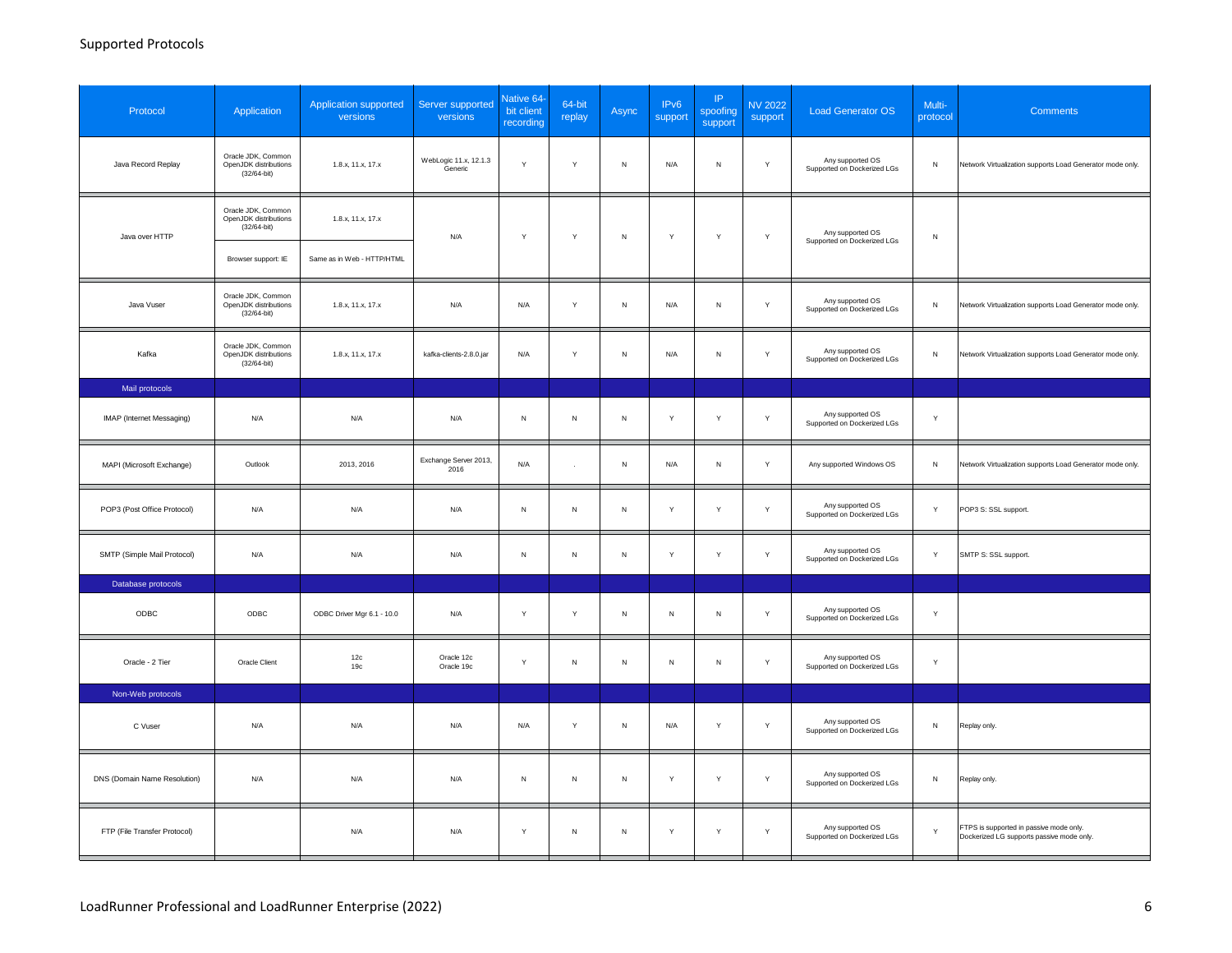## Supported Protocols

| Protocol | Application | Application supported versions | Server supported versions | Native 64-bit client recording | 64-bit replay | Async | IPv6 support | IP spoofing support | NV 2022 support | Load Generator OS | Multi-protocol | Comments |
|---|---|---|---|---|---|---|---|---|---|---|---|---|
| Java Record Replay | Oracle JDK, Common OpenJDK distributions (32/64-bit) | 1.8.x, 11.x, 17.x | WebLogic 11.x, 12.1.3 Generic | Y | Y | N | N/A | N | Y | Any supported OS Supported on Dockerized LGs | N | Network Virtualization supports Load Generator mode only. |
| Java over HTTP | Oracle JDK, Common OpenJDK distributions (32/64-bit) | 1.8.x, 11.x, 17.x | N/A | Y | Y | N | Y | Y | Y | Any supported OS Supported on Dockerized LGs | N | |
| | Browser support: IE | Same as in Web - HTTP/HTML | | | | | | | | | | |
| Java Vuser | Oracle JDK, Common OpenJDK distributions (32/64-bit) | 1.8.x, 11.x, 17.x | N/A | N/A | Y | N | N/A | N | Y | Any supported OS Supported on Dockerized LGs | N | Network Virtualization supports Load Generator mode only. |
| Kafka | Oracle JDK, Common OpenJDK distributions (32/64-bit) | 1.8.x, 11.x, 17.x | kafka-clients-2.8.0.jar | N/A | Y | N | N/A | N | Y | Any supported OS Supported on Dockerized LGs | N | Network Virtualization supports Load Generator mode only. |
| **Mail protocols** | | | | | | | | | | | | |
| IMAP (Internet Messaging) | N/A | N/A | N/A | N | N | N | Y | Y | Y | Any supported OS Supported on Dockerized LGs | Y | |
| MAPI (Microsoft Exchange) | Outlook | 2013, 2016 | Exchange Server 2013, 2016 | N/A | . | N | N/A | N | Y | Any supported Windows OS | N | Network Virtualization supports Load Generator mode only. |
| POP3 (Post Office Protocol) | N/A | N/A | N/A | N | N | N | Y | Y | Y | Any supported OS Supported on Dockerized LGs | Y | POP3 S: SSL support. |
| SMTP (Simple Mail Protocol) | N/A | N/A | N/A | N | N | N | Y | Y | Y | Any supported OS Supported on Dockerized LGs | Y | SMTP S: SSL support. |
| **Database protocols** | | | | | | | | | | | | |
| ODBC | ODBC | ODBC Driver Mgr 6.1 - 10.0 | N/A | Y | Y | N | N | N | Y | Any supported OS Supported on Dockerized LGs | Y | |
| Oracle - 2 Tier | Oracle Client | 12c 19c | Oracle 12c Oracle 19c | Y | N | N | N | N | Y | Any supported OS Supported on Dockerized LGs | Y | |
| **Non-Web protocols** | | | | | | | | | | | | |
| C Vuser | N/A | N/A | N/A | N/A | Y | N | N/A | Y | Y | Any supported OS Supported on Dockerized LGs | N | Replay only. |
| DNS (Domain Name Resolution) | N/A | N/A | N/A | N | N | N | Y | Y | Y | Any supported OS Supported on Dockerized LGs | N | Replay only. |
| FTP (File Transfer Protocol) | | N/A | N/A | Y | N | N | Y | Y | Y | Any supported OS Supported on Dockerized LGs | Y | FTPS is supported in passive mode only. Dockerized LG supports passive mode only. |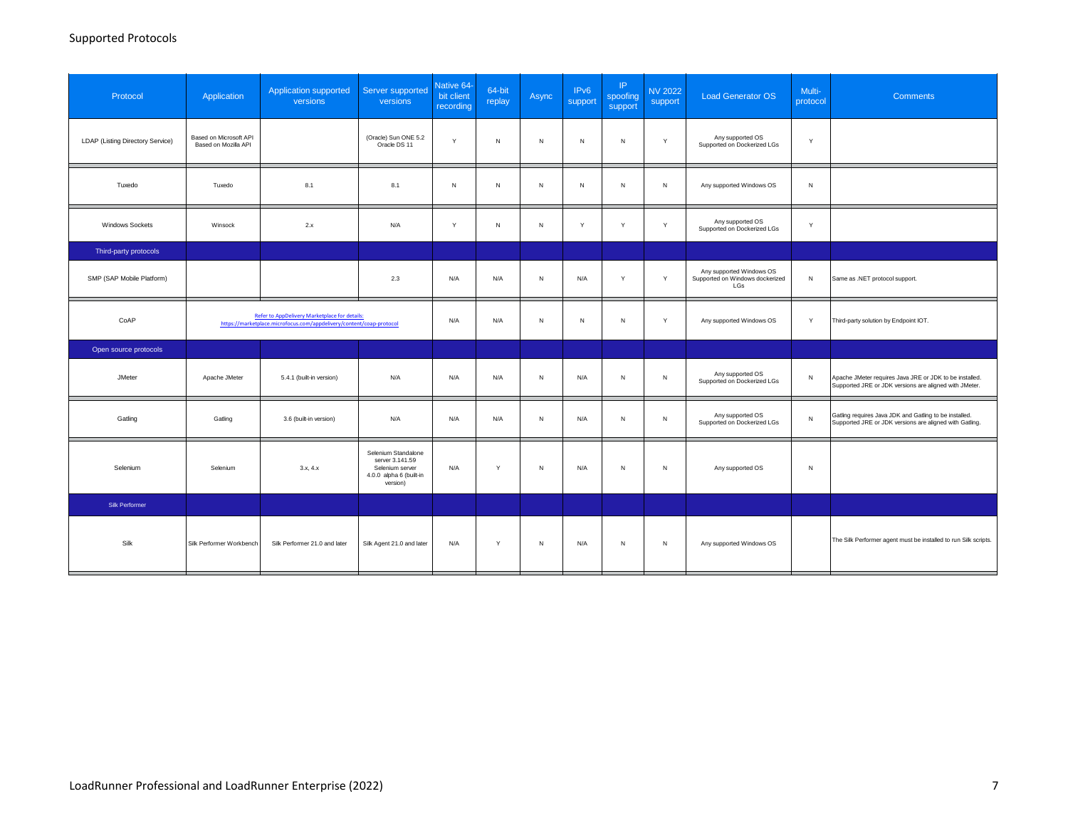Supported Protocols

| Protocol | Application | Application supported versions | Server supported versions | Native 64-bit client recording | 64-bit replay | Async | IPv6 support | IP spoofing support | NV 2022 support | Load Generator OS | Multi-protocol | Comments |
|---|---|---|---|---|---|---|---|---|---|---|---|---|
| LDAP (Listing Directory Service) | Based on Microsoft API Based on Mozilla API | | (Oracle) Sun ONE 5.2 Oracle DS 11 | Y | N | N | N | N | Y | Any supported OS Supported on Dockerized LGs | Y | |
| Tuxedo | Tuxedo | 8.1 | 8.1 | N | N | N | N | N | N | Any supported Windows OS | N | |
| Windows Sockets | Winsock | 2.x | N/A | Y | N | N | Y | Y | Y | Any supported OS Supported on Dockerized LGs | Y | |
| Third-party protocols | | | | | | | | | | | | |
| SMP (SAP Mobile Platform) | | | 2.3 | N/A | N/A | N | N/A | Y | Y | Any supported Windows OS Supported on Windows dockerized LGs | N | Same as .NET protocol support. |
| CoAP | Refer to AppDelivery Marketplace for details: https://marketplace.microfocus.com/appdelivery/content/coap-protocol | | | N/A | N/A | N | N | N | Y | Any supported Windows OS | Y | Third-party solution by Endpoint IOT. |
| Open source protocols | | | | | | | | | | | | |
| JMeter | Apache JMeter | 5.4.1 (built-in version) | N/A | N/A | N/A | N | N/A | N | N | Any supported OS Supported on Dockerized LGs | N | Apache JMeter requires Java JRE or JDK to be installed. Supported JRE or JDK versions are aligned with JMeter. |
| Gatling | Gatling | 3.6 (built-in version) | N/A | N/A | N/A | N | N/A | N | N | Any supported OS Supported on Dockerized LGs | N | Gatling requires Java JDK and Gatling to be installed. Supported JRE or JDK versions are aligned with Gatling. |
| Selenium | Selenium | 3.x, 4.x | Selenium Standalone server 3.141.59 Selenium server 4.0.0 alpha 6 (built-in version) | N/A | Y | N | N/A | N | N | Any supported OS | N | |
| Silk Performer | | | | | | | | | | | | |
| Silk | Silk Performer Workbench | Silk Performer 21.0 and later | Silk Agent 21.0 and later | N/A | Y | N | N/A | N | N | Any supported Windows OS | | The Silk Performer agent must be installed to run Silk scripts. |